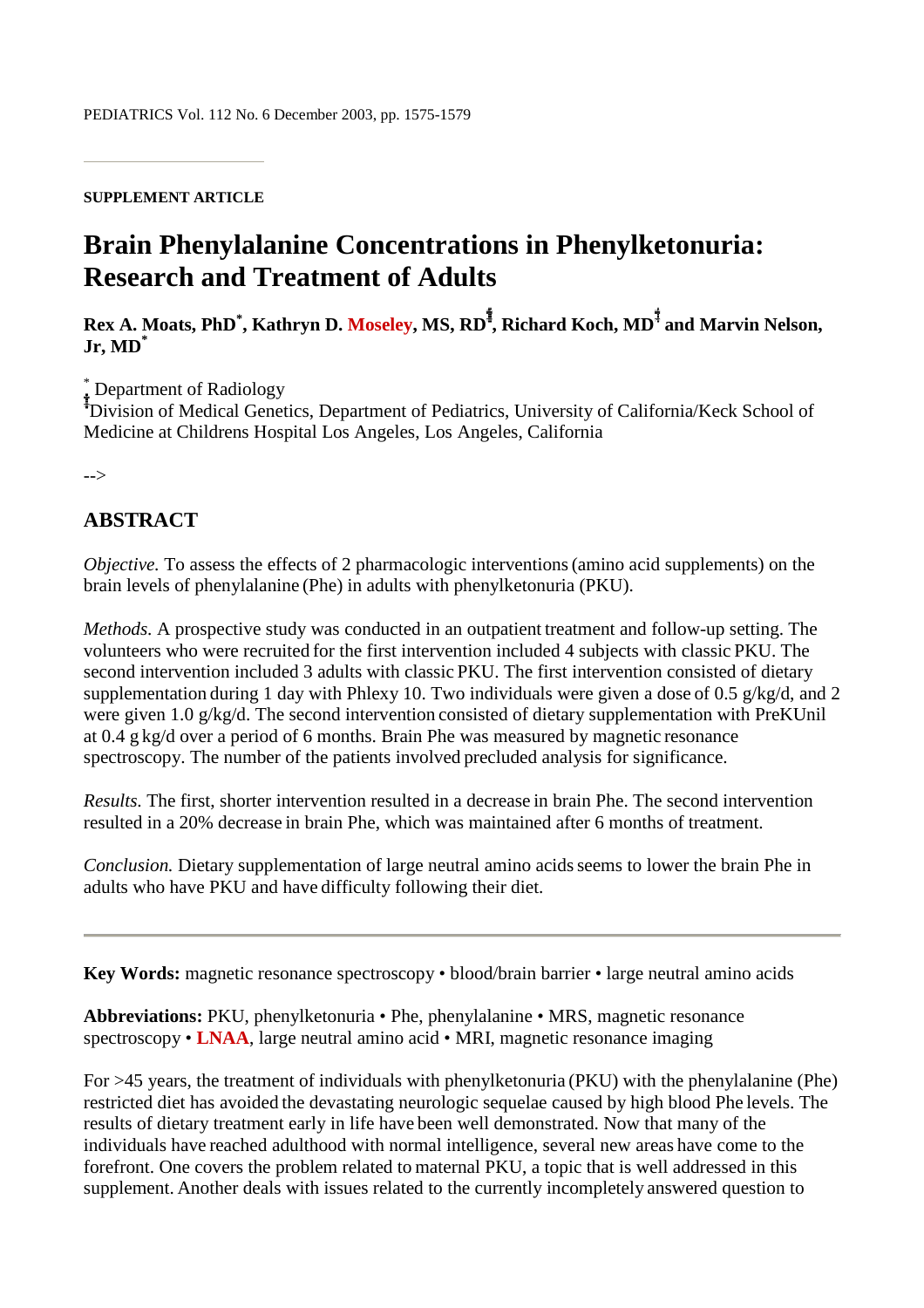PEDIATRICS Vol. 112 No. 6 December 2003, pp. 1575-1579

**SUPPLEMENT ARTICLE**

# Brain Phenylalanine Concentrations in Phenylketonuria: Research and Treatment of Adults

**Rex A. Moats, PhD[*], Kathryn D. Moseley, MS, RD[‡], Richard Koch, MD[‡] and Marvin Nelson, Jr, MD[*]**

[*] Department of Radiology
[‡] Division of Medical Genetics, Department of Pediatrics, University of California/Keck School of Medicine at Childrens Hospital Los Angeles, Los Angeles, California

-->

## ABSTRACT

*Objective.* To assess the effects of 2 pharmacologic interventions (amino acid supplements) on the brain levels of phenylalanine (Phe) in adults with phenylketonuria (PKU).

*Methods.* A prospective study was conducted in an outpatient treatment and follow-up setting. The volunteers who were recruited for the first intervention included 4 subjects with classic PKU. The second intervention included 3 adults with classic PKU. The first intervention consisted of dietary supplementation during 1 day with Phlexy 10. Two individuals were given a dose of 0.5 g/kg/d, and 2 were given 1.0 g/kg/d. The second intervention consisted of dietary supplementation with PreKUnil at 0.4 g kg/d over a period of 6 months. Brain Phe was measured by magnetic resonance spectroscopy. The number of the patients involved precluded analysis for significance.

*Results.* The first, shorter intervention resulted in a decrease in brain Phe. The second intervention resulted in a 20% decrease in brain Phe, which was maintained after 6 months of treatment.

*Conclusion.* Dietary supplementation of large neutral amino acids seems to lower the brain Phe in adults who have PKU and have difficulty following their diet.

---

**Key Words:** magnetic resonance spectroscopy • blood/brain barrier • large neutral amino acids

**Abbreviations:** PKU, phenylketonuria • Phe, phenylalanine • MRS, magnetic resonance spectroscopy • **LNAA**, large neutral amino acid • MRI, magnetic resonance imaging

For >45 years, the treatment of individuals with phenylketonuria (PKU) with the phenylalanine (Phe) restricted diet has avoided the devastating neurologic sequelae caused by high blood Phe levels. The results of dietary treatment early in life have been well demonstrated. Now that many of the individuals have reached adulthood with normal intelligence, several new areas have come to the forefront. One covers the problem related to maternal PKU, a topic that is well addressed in this supplement. Another deals with issues related to the currently incompletely answered question to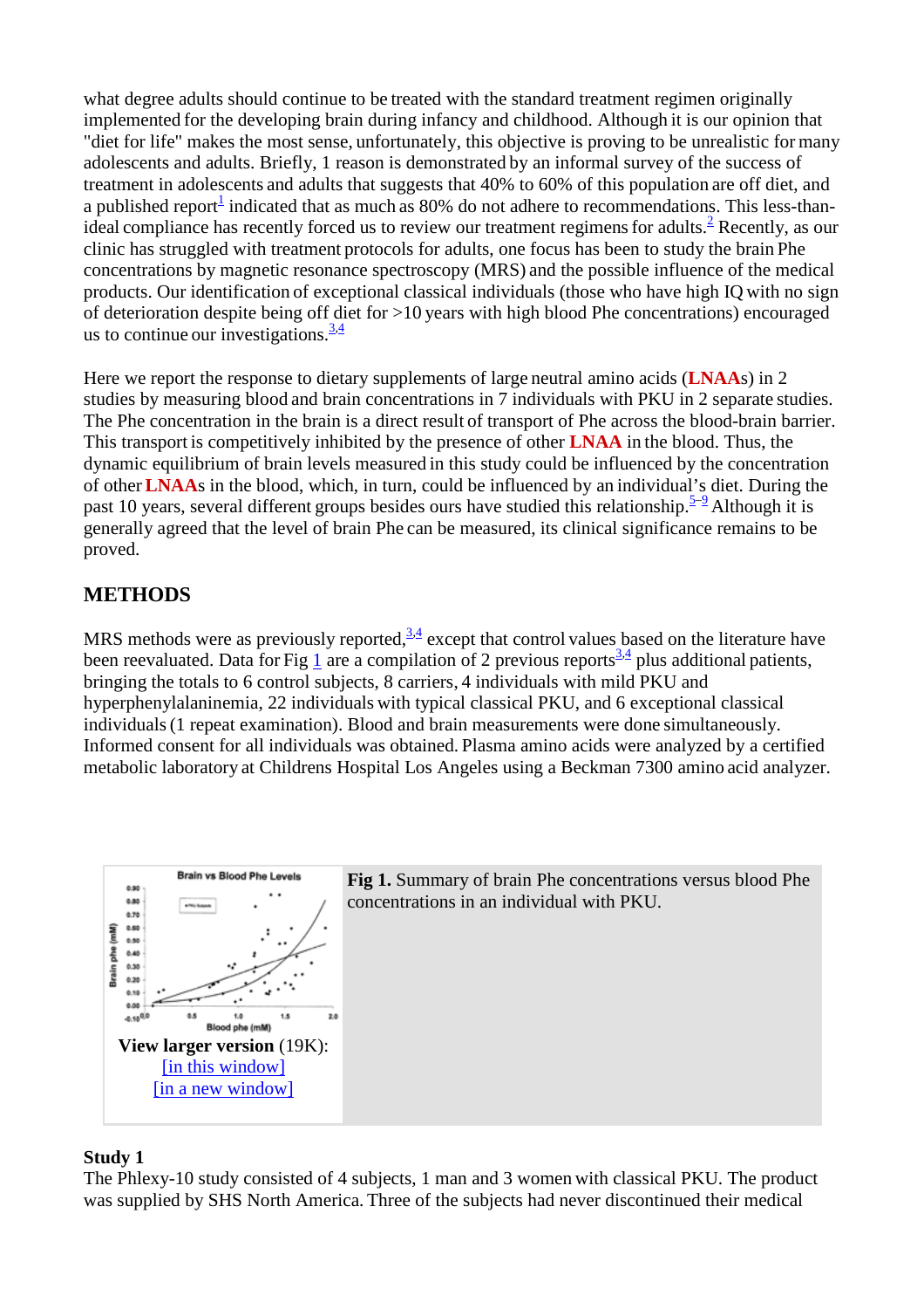what degree adults should continue to be treated with the standard treatment regimen originally implemented for the developing brain during infancy and childhood. Although it is our opinion that "diet for life" makes the most sense, unfortunately, this objective is proving to be unrealistic for many adolescents and adults. Briefly, 1 reason is demonstrated by an informal survey of the success of treatment in adolescents and adults that suggests that 40% to 60% of this population are off diet, and a published report[1] indicated that as much as 80% do not adhere to recommendations. This less-than-ideal compliance has recently forced us to review our treatment regimens for adults.[2] Recently, as our clinic has struggled with treatment protocols for adults, one focus has been to study the brain Phe concentrations by magnetic resonance spectroscopy (MRS) and the possible influence of the medical products. Our identification of exceptional classical individuals (those who have high IQ with no sign of deterioration despite being off diet for >10 years with high blood Phe concentrations) encouraged us to continue our investigations.[3,4]

Here we report the response to dietary supplements of large neutral amino acids (**LNAA**s) in 2 studies by measuring blood and brain concentrations in 7 individuals with PKU in 2 separate studies. The Phe concentration in the brain is a direct result of transport of Phe across the blood-brain barrier. This transport is competitively inhibited by the presence of other **LNAA** in the blood. Thus, the dynamic equilibrium of brain levels measured in this study could be influenced by the concentration of other **LNAA**s in the blood, which, in turn, could be influenced by an individual's diet. During the past 10 years, several different groups besides ours have studied this relationship.[5–9] Although it is generally agreed that the level of brain Phe can be measured, its clinical significance remains to be proved.

## METHODS

MRS methods were as previously reported,[3,4] except that control values based on the literature have been reevaluated. Data for Fig 1 are a compilation of 2 previous reports[3,4] plus additional patients, bringing the totals to 6 control subjects, 8 carriers, 4 individuals with mild PKU and hyperphenylalaninemia, 22 individuals with typical classical PKU, and 6 exceptional classical individuals (1 repeat examination). Blood and brain measurements were done simultaneously. Informed consent for all individuals was obtained. Plasma amino acids were analyzed by a certified metabolic laboratory at Childrens Hospital Los Angeles using a Beckman 7300 amino acid analyzer.

**Fig 1.** Summary of brain Phe concentrations versus blood Phe concentrations in an individual with PKU.

**View larger version** (19K):
[in this window]
[in a new window]

### Study 1

The Phlexy-10 study consisted of 4 subjects, 1 man and 3 women with classical PKU. The product was supplied by SHS North America. Three of the subjects had never discontinued their medical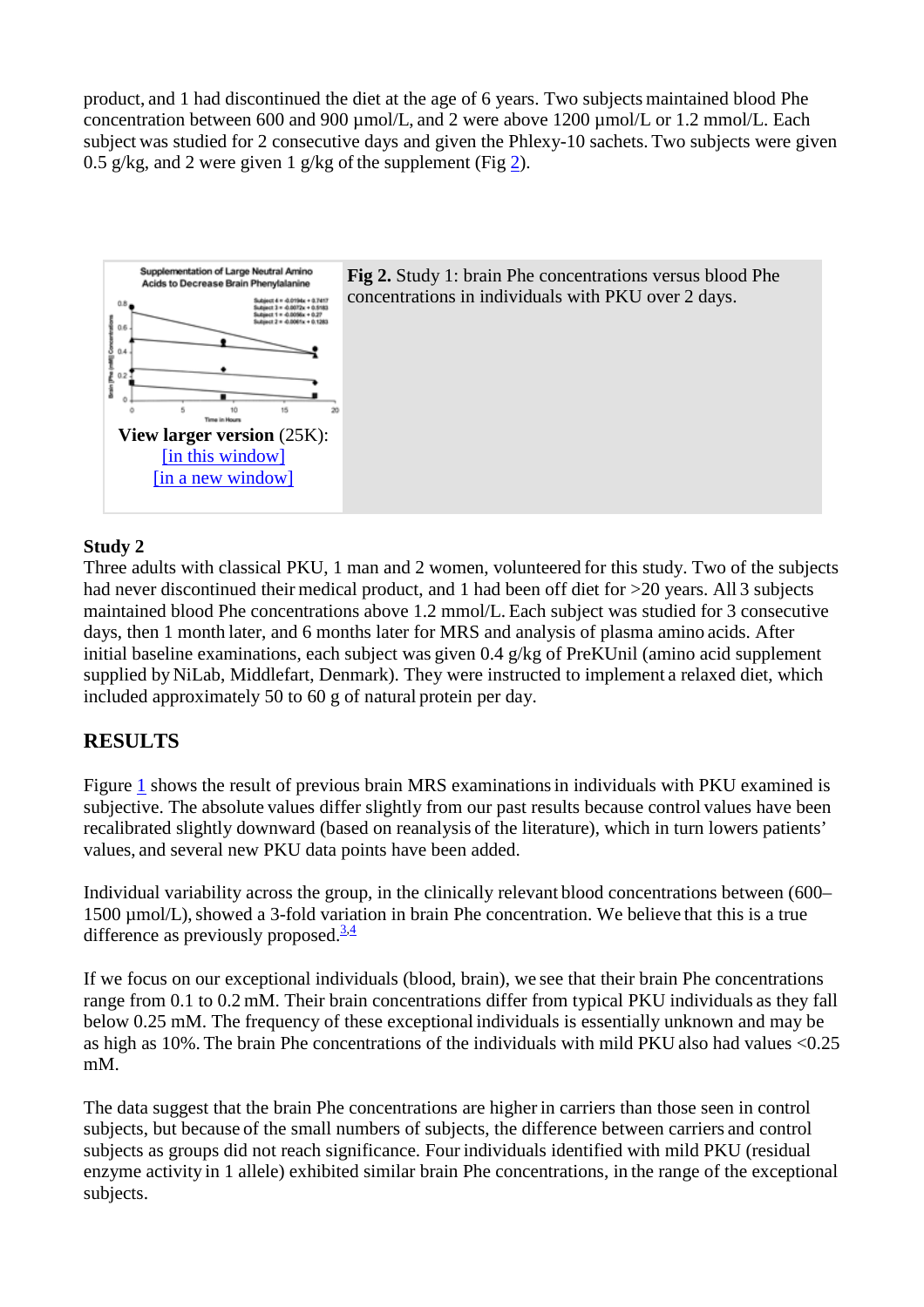product, and 1 had discontinued the diet at the age of 6 years. Two subjects maintained blood Phe concentration between 600 and 900 µmol/L, and 2 were above 1200 µmol/L or 1.2 mmol/L. Each subject was studied for 2 consecutive days and given the Phlexy-10 sachets. Two subjects were given 0.5 g/kg, and 2 were given 1 g/kg of the supplement (Fig 2).

**Fig 2.** Study 1: brain Phe concentrations versus blood Phe concentrations in individuals with PKU over 2 days.

**View larger version** (25K):
[in this window]
[in a new window]

**Study 2**

Three adults with classical PKU, 1 man and 2 women, volunteered for this study. Two of the subjects had never discontinued their medical product, and 1 had been off diet for >20 years. All 3 subjects maintained blood Phe concentrations above 1.2 mmol/L. Each subject was studied for 3 consecutive days, then 1 month later, and 6 months later for MRS and analysis of plasma amino acids. After initial baseline examinations, each subject was given 0.4 g/kg of PreKUnil (amino acid supplement supplied by NiLab, Middlefart, Denmark). They were instructed to implement a relaxed diet, which included approximately 50 to 60 g of natural protein per day.

## RESULTS

Figure 1 shows the result of previous brain MRS examinations in individuals with PKU examined is subjective. The absolute values differ slightly from our past results because control values have been recalibrated slightly downward (based on reanalysis of the literature), which in turn lowers patients' values, and several new PKU data points have been added.

Individual variability across the group, in the clinically relevant blood concentrations between (600–1500 µmol/L), showed a 3-fold variation in brain Phe concentration. We believe that this is a true difference as previously proposed.[3,4]

If we focus on our exceptional individuals (blood, brain), we see that their brain Phe concentrations range from 0.1 to 0.2 mM. Their brain concentrations differ from typical PKU individuals as they fall below 0.25 mM. The frequency of these exceptional individuals is essentially unknown and may be as high as 10%. The brain Phe concentrations of the individuals with mild PKU also had values <0.25 mM.

The data suggest that the brain Phe concentrations are higher in carriers than those seen in control subjects, but because of the small numbers of subjects, the difference between carriers and control subjects as groups did not reach significance. Four individuals identified with mild PKU (residual enzyme activity in 1 allele) exhibited similar brain Phe concentrations, in the range of the exceptional subjects.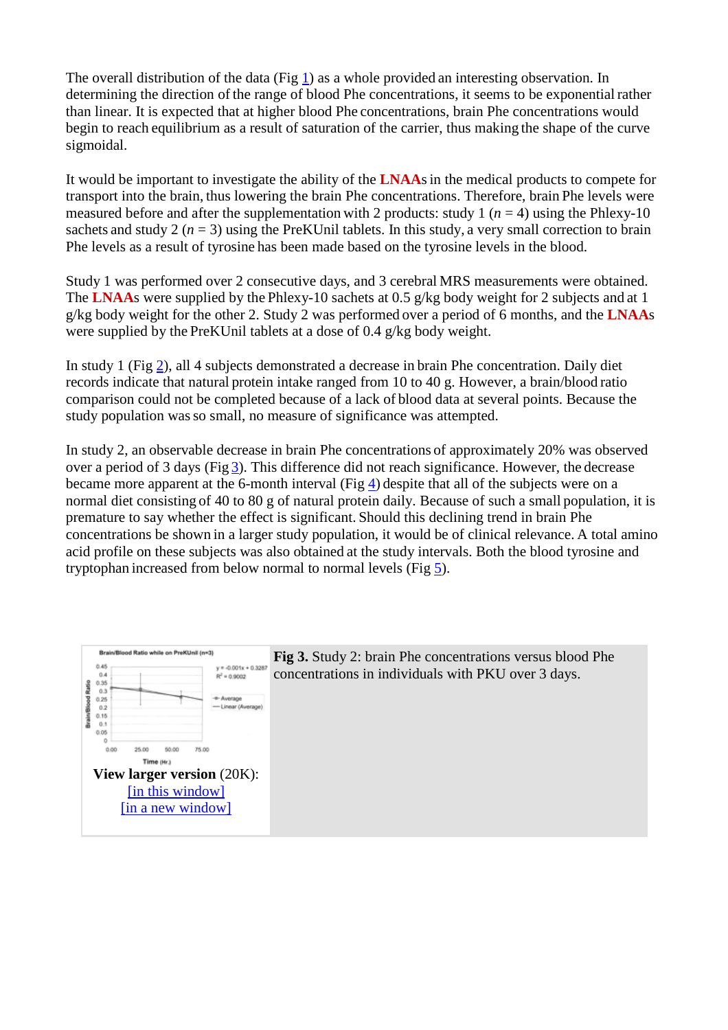The overall distribution of the data (Fig 1) as a whole provided an interesting observation. In determining the direction of the range of blood Phe concentrations, it seems to be exponential rather than linear. It is expected that at higher blood Phe concentrations, brain Phe concentrations would begin to reach equilibrium as a result of saturation of the carrier, thus making the shape of the curve sigmoidal.

It would be important to investigate the ability of the **LNAA**s in the medical products to compete for transport into the brain, thus lowering the brain Phe concentrations. Therefore, brain Phe levels were measured before and after the supplementation with 2 products: study 1 ($n$ = 4) using the Phlexy-10 sachets and study 2 ($n$ = 3) using the PreKUnil tablets. In this study, a very small correction to brain Phe levels as a result of tyrosine has been made based on the tyrosine levels in the blood.

Study 1 was performed over 2 consecutive days, and 3 cerebral MRS measurements were obtained. The **LNAA**s were supplied by the Phlexy-10 sachets at 0.5 g/kg body weight for 2 subjects and at 1 g/kg body weight for the other 2. Study 2 was performed over a period of 6 months, and the **LNAA**s were supplied by the PreKUnil tablets at a dose of 0.4 g/kg body weight.

In study 1 (Fig 2), all 4 subjects demonstrated a decrease in brain Phe concentration. Daily diet records indicate that natural protein intake ranged from 10 to 40 g. However, a brain/blood ratio comparison could not be completed because of a lack of blood data at several points. Because the study population was so small, no measure of significance was attempted.

In study 2, an observable decrease in brain Phe concentrations of approximately 20% was observed over a period of 3 days (Fig 3). This difference did not reach significance. However, the decrease became more apparent at the 6-month interval (Fig 4) despite that all of the subjects were on a normal diet consisting of 40 to 80 g of natural protein daily. Because of such a small population, it is premature to say whether the effect is significant. Should this declining trend in brain Phe concentrations be shown in a larger study population, it would be of clinical relevance. A total amino acid profile on these subjects was also obtained at the study intervals. Both the blood tyrosine and tryptophan increased from below normal to normal levels (Fig 5).

**View larger version** (20K):
[in this window]
[in a new window]

**Fig 3.** Study 2: brain Phe concentrations versus blood Phe concentrations in individuals with PKU over 3 days.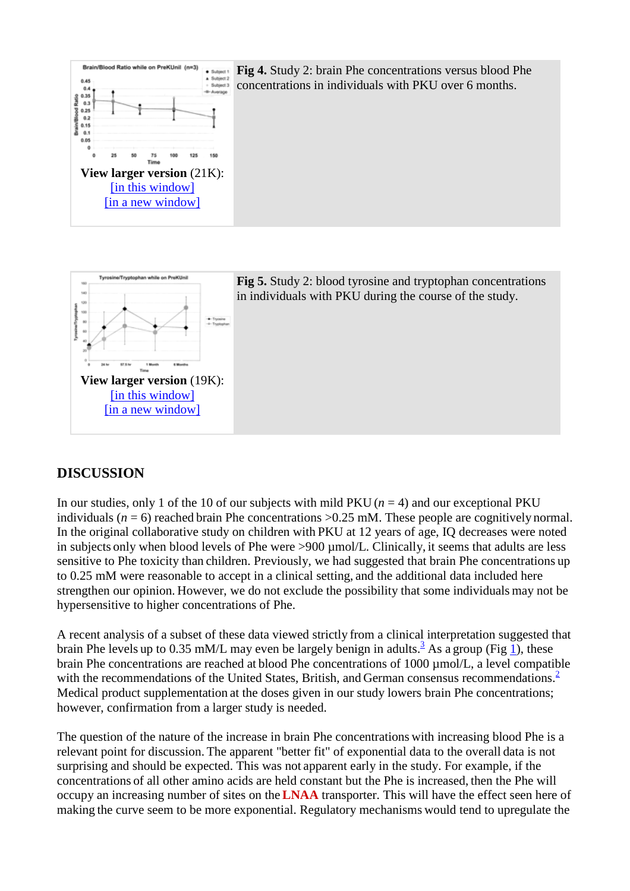**Fig 4.** Study 2: brain Phe concentrations versus blood Phe concentrations in individuals with PKU over 6 months.

**View larger version** (21K):
[in this window]
[in a new window]

**Fig 5.** Study 2: blood tyrosine and tryptophan concentrations in individuals with PKU during the course of the study.

**View larger version** (19K):
[in this window]
[in a new window]

## DISCUSSION

In our studies, only 1 of the 10 of our subjects with mild PKU ($n = 4$) and our exceptional PKU individuals ($n = 6$) reached brain Phe concentrations >0.25 mM. These people are cognitively normal. In the original collaborative study on children with PKU at 12 years of age, IQ decreases were noted in subjects only when blood levels of Phe were >900 µmol/L. Clinically, it seems that adults are less sensitive to Phe toxicity than children. Previously, we had suggested that brain Phe concentrations up to 0.25 mM were reasonable to accept in a clinical setting, and the additional data included here strengthen our opinion. However, we do not exclude the possibility that some individuals may not be hypersensitive to higher concentrations of Phe.

A recent analysis of a subset of these data viewed strictly from a clinical interpretation suggested that brain Phe levels up to 0.35 mM/L may even be largely benign in adults.[3] As a group (Fig 1), these brain Phe concentrations are reached at blood Phe concentrations of 1000 µmol/L, a level compatible with the recommendations of the United States, British, and German consensus recommendations.[2] Medical product supplementation at the doses given in our study lowers brain Phe concentrations; however, confirmation from a larger study is needed.

The question of the nature of the increase in brain Phe concentrations with increasing blood Phe is a relevant point for discussion. The apparent "better fit" of exponential data to the overall data is not surprising and should be expected. This was not apparent early in the study. For example, if the concentrations of all other amino acids are held constant but the Phe is increased, then the Phe will occupy an increasing number of sites on the **LNAA** transporter. This will have the effect seen here of making the curve seem to be more exponential. Regulatory mechanisms would tend to upregulate the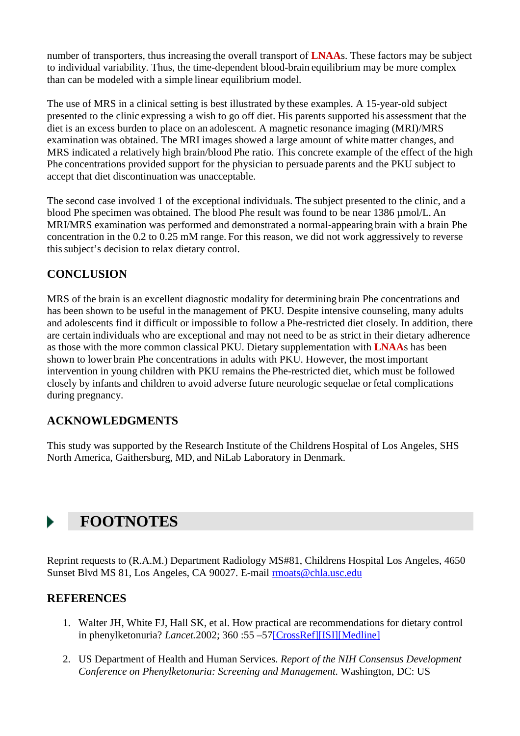number of transporters, thus increasing the overall transport of **LNAA**s. These factors may be subject to individual variability. Thus, the time-dependent blood-brain equilibrium may be more complex than can be modeled with a simple linear equilibrium model.

The use of MRS in a clinical setting is best illustrated by these examples. A 15-year-old subject presented to the clinic expressing a wish to go off diet. His parents supported his assessment that the diet is an excess burden to place on an adolescent. A magnetic resonance imaging (MRI)/MRS examination was obtained. The MRI images showed a large amount of white matter changes, and MRS indicated a relatively high brain/blood Phe ratio. This concrete example of the effect of the high Phe concentrations provided support for the physician to persuade parents and the PKU subject to accept that diet discontinuation was unacceptable.

The second case involved 1 of the exceptional individuals. The subject presented to the clinic, and a blood Phe specimen was obtained. The blood Phe result was found to be near 1386 µmol/L. An MRI/MRS examination was performed and demonstrated a normal-appearing brain with a brain Phe concentration in the 0.2 to 0.25 mM range. For this reason, we did not work aggressively to reverse this subject's decision to relax dietary control.

### CONCLUSION

MRS of the brain is an excellent diagnostic modality for determining brain Phe concentrations and has been shown to be useful in the management of PKU. Despite intensive counseling, many adults and adolescents find it difficult or impossible to follow a Phe-restricted diet closely. In addition, there are certain individuals who are exceptional and may not need to be as strict in their dietary adherence as those with the more common classical PKU. Dietary supplementation with **LNAA**s has been shown to lower brain Phe concentrations in adults with PKU. However, the most important intervention in young children with PKU remains the Phe-restricted diet, which must be followed closely by infants and children to avoid adverse future neurologic sequelae or fetal complications during pregnancy.

### ACKNOWLEDGMENTS

This study was supported by the Research Institute of the Childrens Hospital of Los Angeles, SHS North America, Gaithersburg, MD, and NiLab Laboratory in Denmark.

## FOOTNOTES

Reprint requests to (R.A.M.) Department Radiology MS#81, Childrens Hospital Los Angeles, 4650 Sunset Blvd MS 81, Los Angeles, CA 90027. E-mail rmoats@chla.usc.edu

### REFERENCES

1. Walter JH, White FJ, Hall SK, et al. How practical are recommendations for dietary control in phenylketonuria? *Lancet.*2002; 360 :55 –57[CrossRef][ISI][Medline]

2. US Department of Health and Human Services. *Report of the NIH Consensus Development Conference on Phenylketonuria: Screening and Management.* Washington, DC: US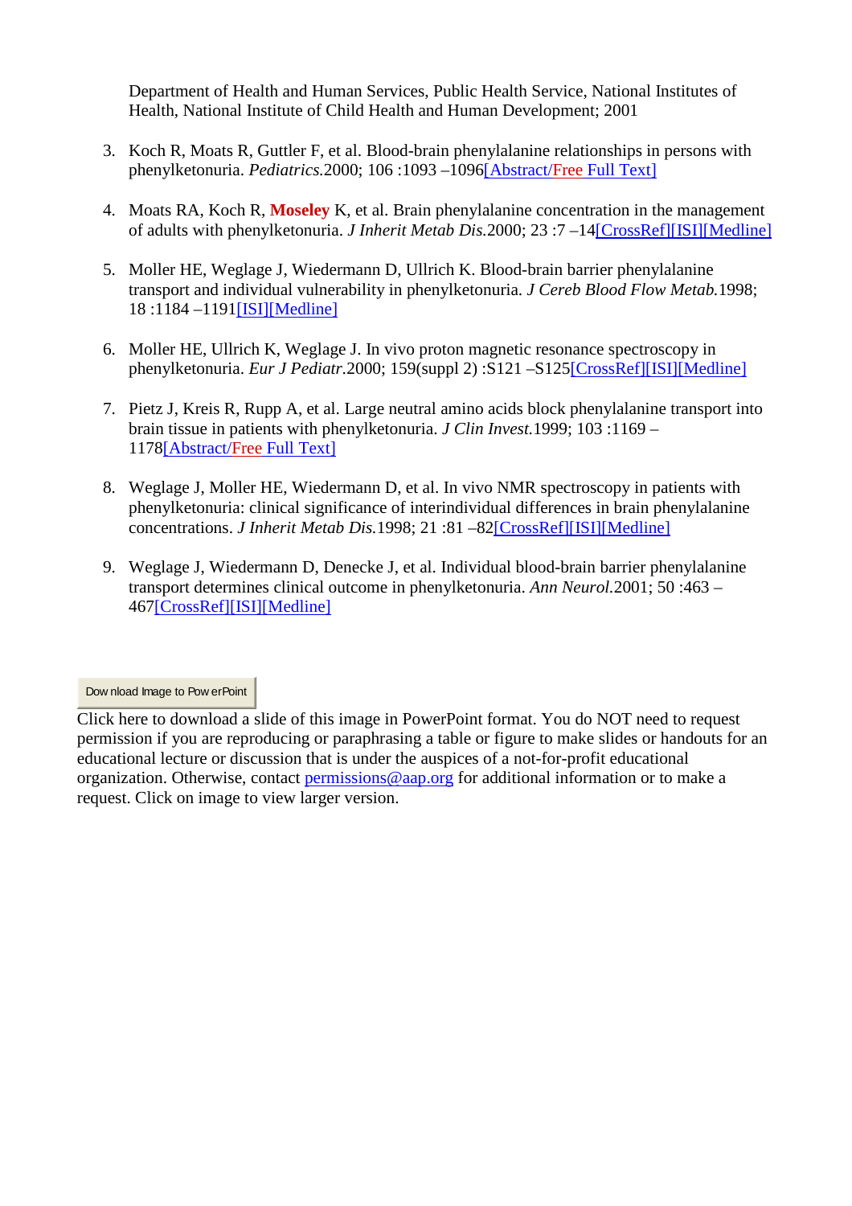Department of Health and Human Services, Public Health Service, National Institutes of Health, National Institute of Child Health and Human Development; 2001

3. Koch R, Moats R, Guttler F, et al. Blood-brain phenylalanine relationships in persons with phenylketonuria. *Pediatrics.*2000; 106 :1093 –1096[Abstract/Free Full Text]

4. Moats RA, Koch R, **Moseley** K, et al. Brain phenylalanine concentration in the management of adults with phenylketonuria. *J Inherit Metab Dis.*2000; 23 :7 –14[CrossRef][ISI][Medline]

5. Moller HE, Weglage J, Wiedermann D, Ullrich K. Blood-brain barrier phenylalanine transport and individual vulnerability in phenylketonuria. *J Cereb Blood Flow Metab.*1998; 18 :1184 –1191[ISI][Medline]

6. Moller HE, Ullrich K, Weglage J. In vivo proton magnetic resonance spectroscopy in phenylketonuria. *Eur J Pediatr.*2000; 159(suppl 2) :S121 –S125[CrossRef][ISI][Medline]

7. Pietz J, Kreis R, Rupp A, et al. Large neutral amino acids block phenylalanine transport into brain tissue in patients with phenylketonuria. *J Clin Invest.*1999; 103 :1169 –1178[Abstract/Free Full Text]

8. Weglage J, Moller HE, Wiedermann D, et al. In vivo NMR spectroscopy in patients with phenylketonuria: clinical significance of interindividual differences in brain phenylalanine concentrations. *J Inherit Metab Dis.*1998; 21 :81 –82[CrossRef][ISI][Medline]

9. Weglage J, Wiedermann D, Denecke J, et al. Individual blood-brain barrier phenylalanine transport determines clinical outcome in phenylketonuria. *Ann Neurol.*2001; 50 :463 –467[CrossRef][ISI][Medline]

Download Image to PowerPoint

Click here to download a slide of this image in PowerPoint format. You do NOT need to request permission if you are reproducing or paraphrasing a table or figure to make slides or handouts for an educational lecture or discussion that is under the auspices of a not-for-profit educational organization. Otherwise, contact permissions@aap.org for additional information or to make a request. Click on image to view larger version.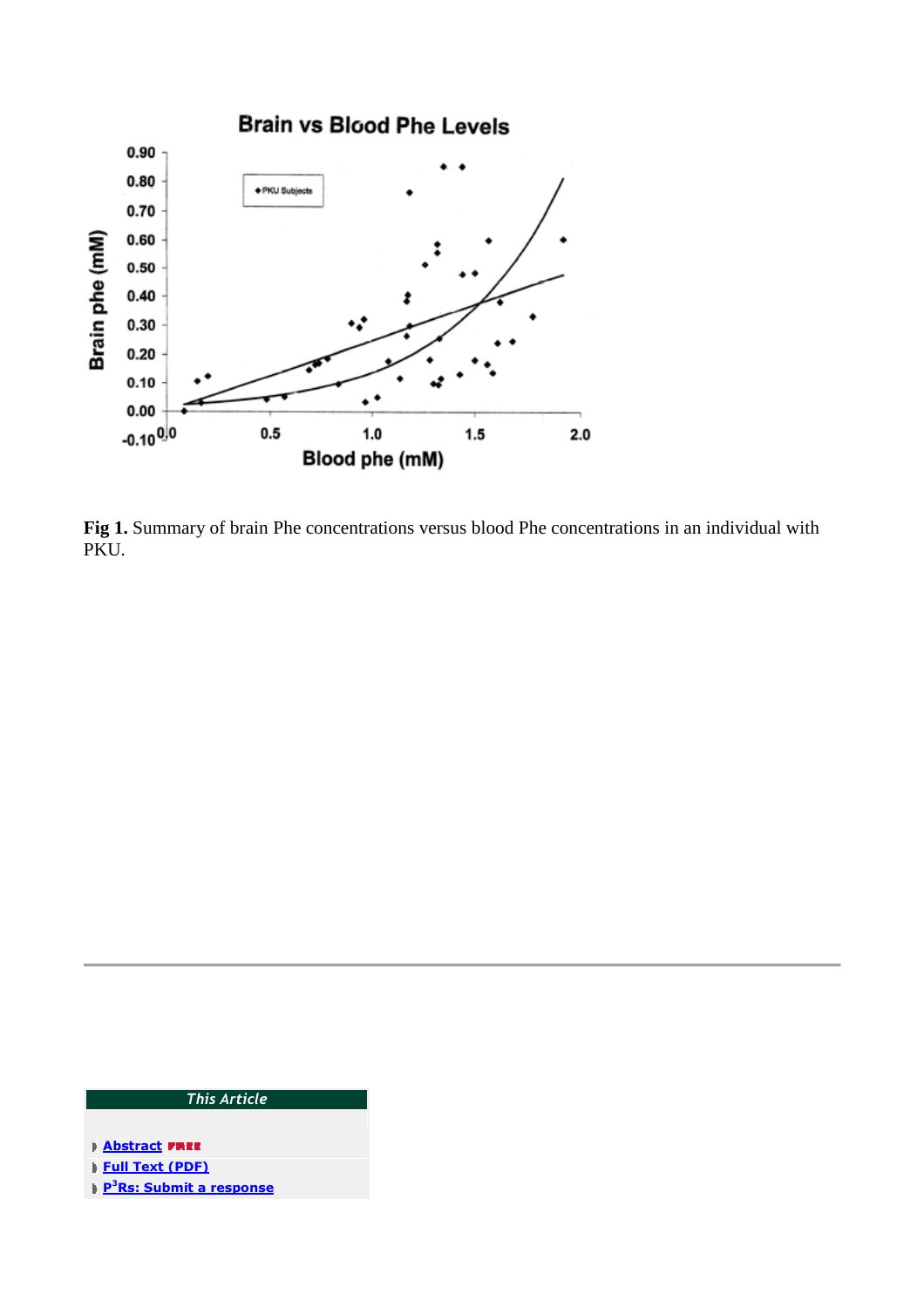**Fig 1.** Summary of brain Phe concentrations versus blood Phe concentrations in an individual with PKU.

---

*This Article*

- Abstract FREE
- Full Text (PDF)
- P[3]Rs: Submit a response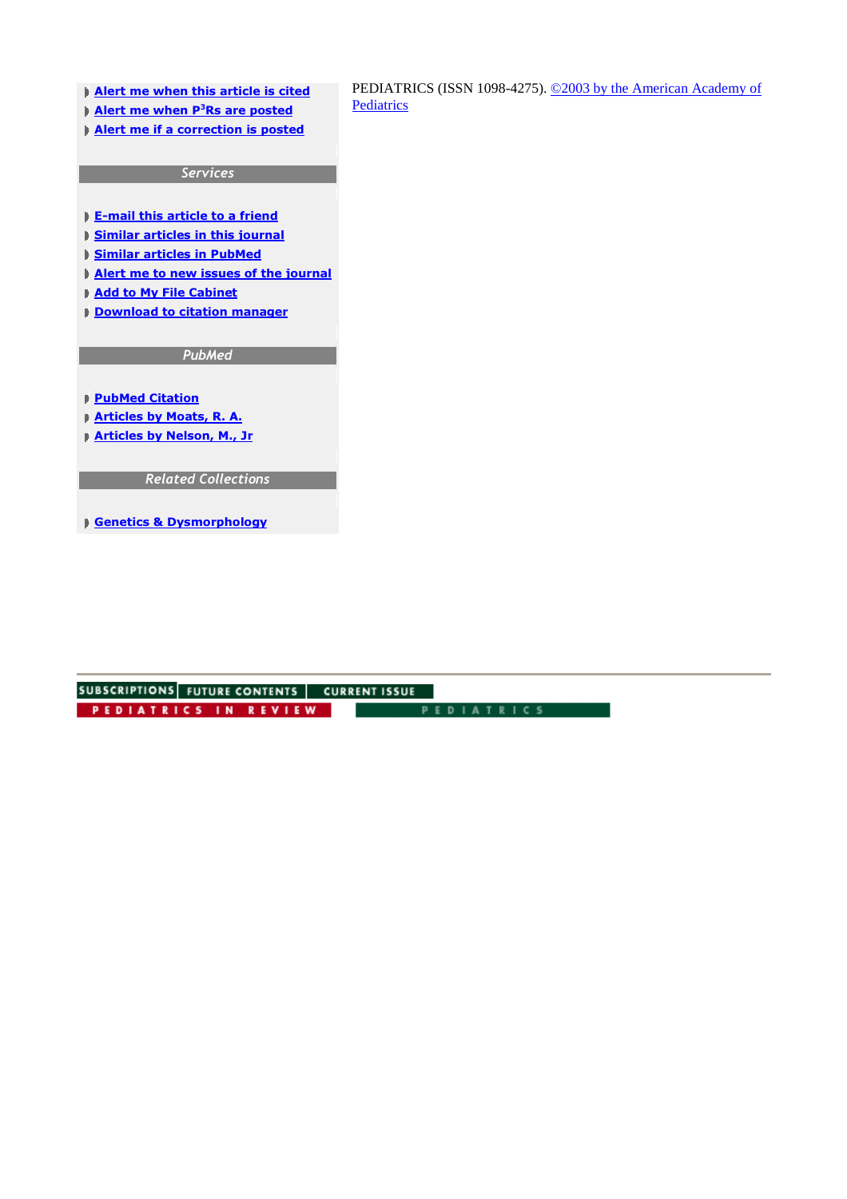- Alert me when this article is cited
- Alert me when P$^3$Rs are posted
- Alert me if a correction is posted

### Services

- E-mail this article to a friend
- Similar articles in this journal
- Similar articles in PubMed
- Alert me to new issues of the journal
- Add to My File Cabinet
- Download to citation manager

### PubMed

- PubMed Citation
- Articles by Moats, R. A.
- Articles by Nelson, M., Jr

### Related Collections

- Genetics & Dysmorphology

PEDIATRICS (ISSN 1098-4275). ©2003 by the American Academy of Pediatrics

SUBSCRIPTIONS | FUTURE CONTENTS | CURRENT ISSUE

PEDIATRICS IN REVIEW | PEDIATRICS